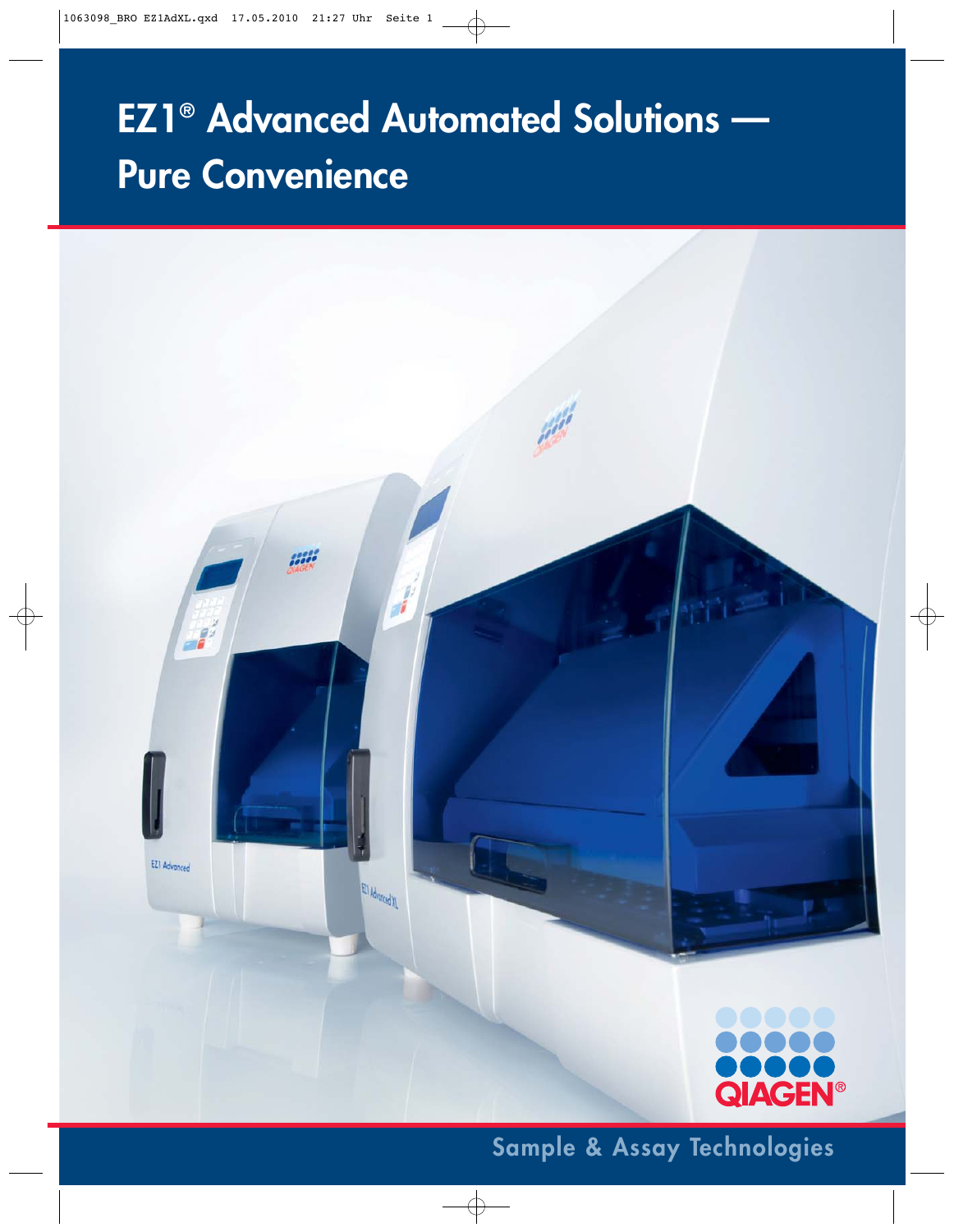# EZ1® Advanced Automated Solutions — Pure Convenience

QIAGEN®

Sample & Assay Technologies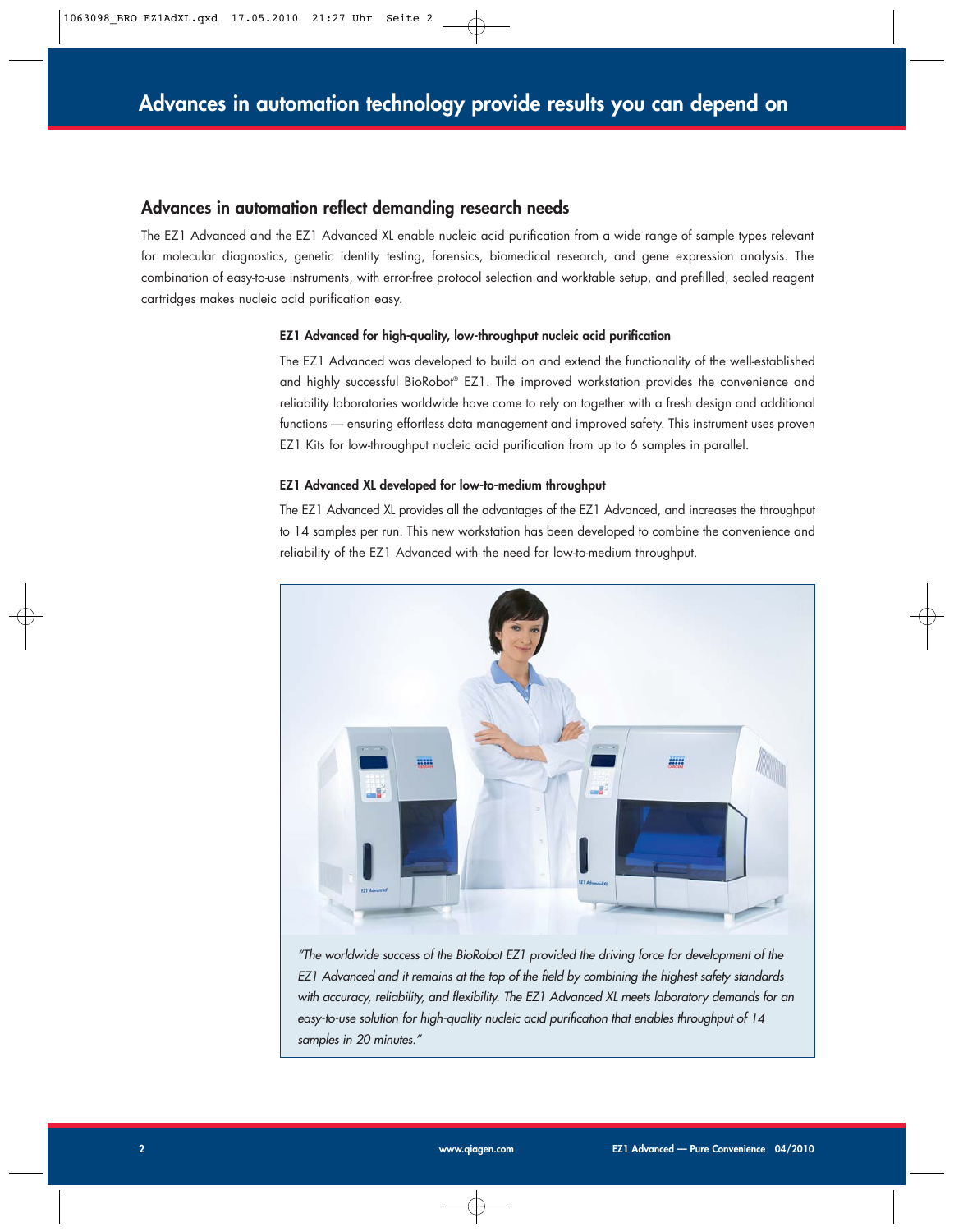# Advances in automation technology provide results you can depend on

## Advances in automation reflect demanding research needs

The EZ1 Advanced and the EZ1 Advanced XL enable nucleic acid purification from a wide range of sample types relevant for molecular diagnostics, genetic identity testing, forensics, biomedical research, and gene expression analysis. The combination of easy-to-use instruments, with error-free protocol selection and worktable setup, and prefilled, sealed reagent cartridges makes nucleic acid purification easy.

### EZ1 Advanced for high-quality, low-throughput nucleic acid purification

The EZ1 Advanced was developed to build on and extend the functionality of the well-established and highly successful BioRobot® EZ1. The improved workstation provides the convenience and reliability laboratories worldwide have come to rely on together with a fresh design and additional functions — ensuring effortless data management and improved safety. This instrument uses proven EZ1 Kits for low-throughput nucleic acid purification from up to 6 samples in parallel.

### EZ1 Advanced XL developed for low-to-medium throughput

The EZ1 Advanced XL provides all the advantages of the EZ1 Advanced, and increases the throughput to 14 samples per run. This new workstation has been developed to combine the convenience and reliability of the EZ1 Advanced with the need for low-to-medium throughput.

*"The worldwide success of the BioRobot EZ1 provided the driving force for development of the EZ1 Advanced and it remains at the top of the field by combining the highest safety standards with accuracy, reliability, and flexibility. The EZ1 Advanced XL meets laboratory demands for an easy-to-use solution for high-quality nucleic acid purification that enables throughput of 14 samples in 20 minutes."*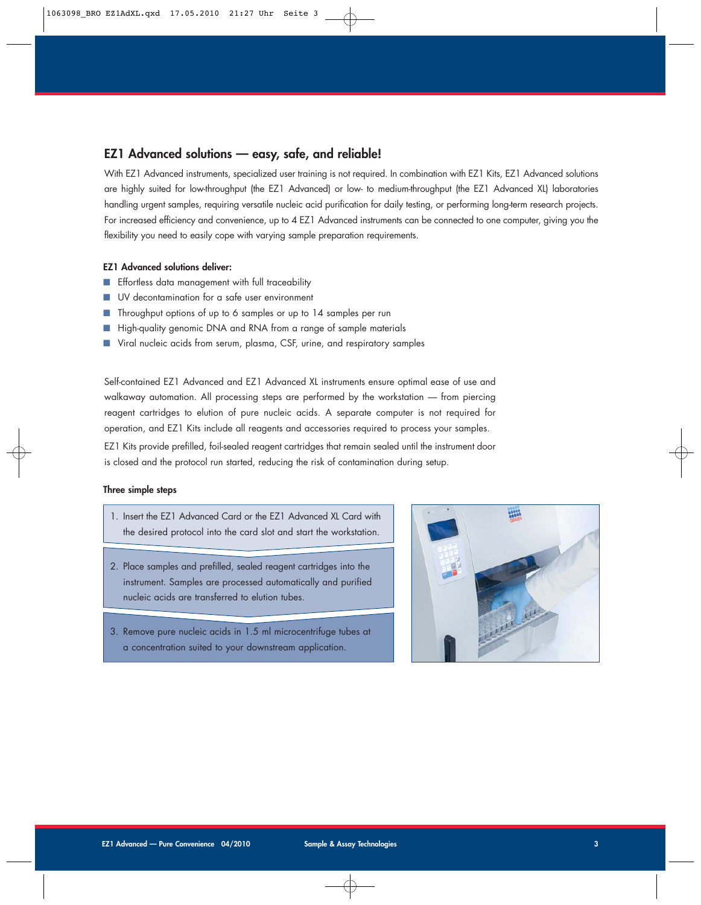## EZ1 Advanced solutions — easy, safe, and reliable!

With EZ1 Advanced instruments, specialized user training is not required. In combination with EZ1 Kits, EZ1 Advanced solutions are highly suited for low-throughput (the EZ1 Advanced) or low- to medium-throughput (the EZ1 Advanced XL) laboratories handling urgent samples, requiring versatile nucleic acid purification for daily testing, or performing long-term research projects. For increased efficiency and convenience, up to 4 EZ1 Advanced instruments can be connected to one computer, giving you the flexibility you need to easily cope with varying sample preparation requirements.

**EZ1 Advanced solutions deliver:**

- Effortless data management with full traceability
- UV decontamination for a safe user environment
- Throughput options of up to 6 samples or up to 14 samples per run
- High-quality genomic DNA and RNA from a range of sample materials
- Viral nucleic acids from serum, plasma, CSF, urine, and respiratory samples

Self-contained EZ1 Advanced and EZ1 Advanced XL instruments ensure optimal ease of use and walkaway automation. All processing steps are performed by the workstation — from piercing reagent cartridges to elution of pure nucleic acids. A separate computer is not required for operation, and EZ1 Kits include all reagents and accessories required to process your samples.

EZ1 Kits provide prefilled, foil-sealed reagent cartridges that remain sealed until the instrument door is closed and the protocol run started, reducing the risk of contamination during setup.

**Three simple steps**

1. Insert the EZ1 Advanced Card or the EZ1 Advanced XL Card with the desired protocol into the card slot and start the workstation.
2. Place samples and prefilled, sealed reagent cartridges into the instrument. Samples are processed automatically and purified nucleic acids are transferred to elution tubes.
3. Remove pure nucleic acids in 1.5 ml microcentrifuge tubes at a concentration suited to your downstream application.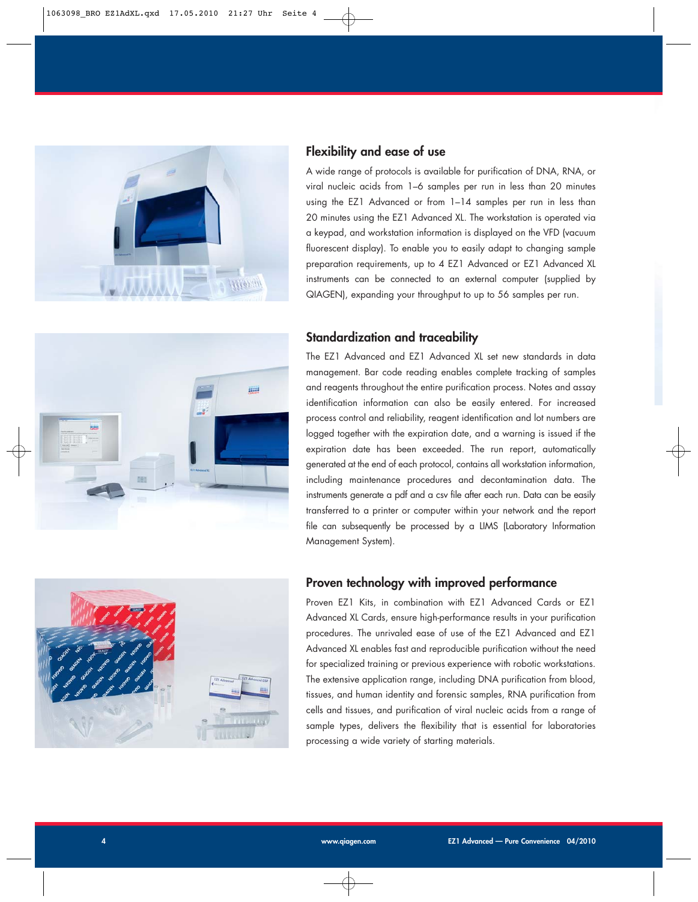## Flexibility and ease of use

A wide range of protocols is available for purification of DNA, RNA, or viral nucleic acids from 1–6 samples per run in less than 20 minutes using the EZ1 Advanced or from 1–14 samples per run in less than 20 minutes using the EZ1 Advanced XL. The workstation is operated via a keypad, and workstation information is displayed on the VFD (vacuum fluorescent display). To enable you to easily adapt to changing sample preparation requirements, up to 4 EZ1 Advanced or EZ1 Advanced XL instruments can be connected to an external computer (supplied by QIAGEN), expanding your throughput to up to 56 samples per run.

## Standardization and traceability

The EZ1 Advanced and EZ1 Advanced XL set new standards in data management. Bar code reading enables complete tracking of samples and reagents throughout the entire purification process. Notes and assay identification information can also be easily entered. For increased process control and reliability, reagent identification and lot numbers are logged together with the expiration date, and a warning is issued if the expiration date has been exceeded. The run report, automatically generated at the end of each protocol, contains all workstation information, including maintenance procedures and decontamination data. The instruments generate a pdf and a csv file after each run. Data can be easily transferred to a printer or computer within your network and the report file can subsequently be processed by a LIMS (Laboratory Information Management System).

## Proven technology with improved performance

Proven EZ1 Kits, in combination with EZ1 Advanced Cards or EZ1 Advanced XL Cards, ensure high-performance results in your purification procedures. The unrivaled ease of use of the EZ1 Advanced and EZ1 Advanced XL enables fast and reproducible purification without the need for specialized training or previous experience with robotic workstations. The extensive application range, including DNA purification from blood, tissues, and human identity and forensic samples, RNA purification from cells and tissues, and purification of viral nucleic acids from a range of sample types, delivers the flexibility that is essential for laboratories processing a wide variety of starting materials.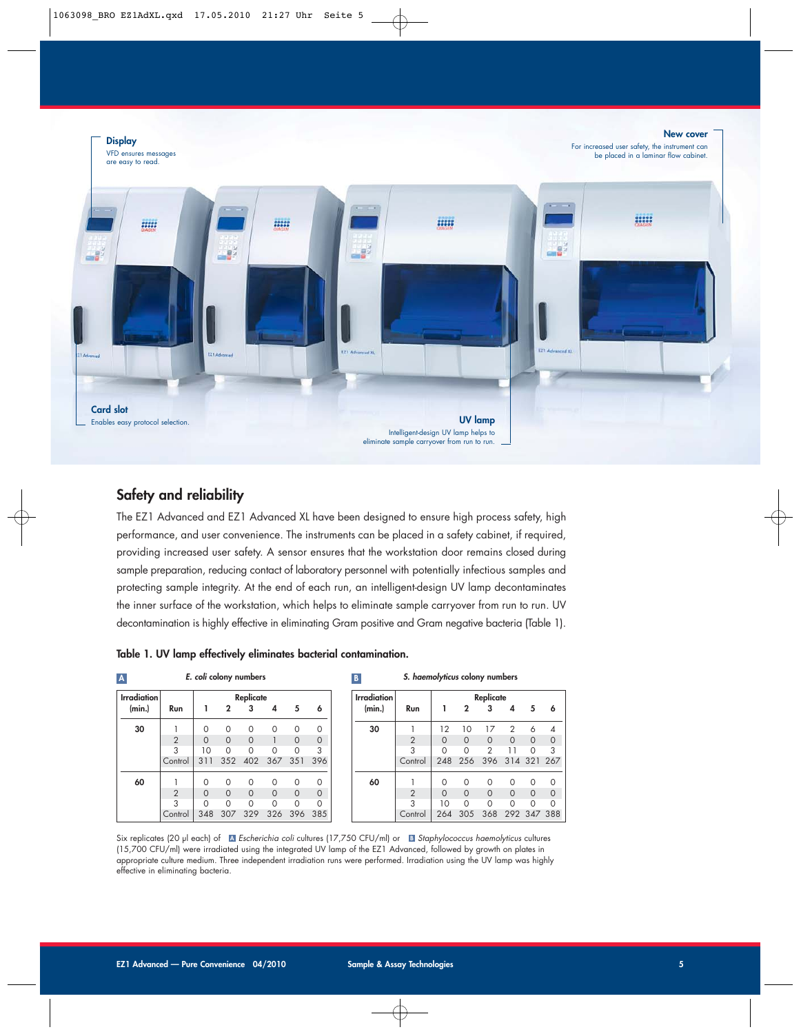**Display**
VFD ensures messages are easy to read.

**New cover**
For increased user safety, the instrument can be placed in a laminar flow cabinet.

**Card slot**
Enables easy protocol selection.

**UV lamp**
Intelligent-design UV lamp helps to eliminate sample carryover from run to run.

## Safety and reliability

The EZ1 Advanced and EZ1 Advanced XL have been designed to ensure high process safety, high performance, and user convenience. The instruments can be placed in a safety cabinet, if required, providing increased user safety. A sensor ensures that the workstation door remains closed during sample preparation, reducing contact of laboratory personnel with potentially infectious samples and protecting sample integrity. At the end of each run, an intelligent-design UV lamp decontaminates the inner surface of the workstation, which helps to eliminate sample carryover from run to run. UV decontamination is highly effective in eliminating Gram positive and Gram negative bacteria (Table 1).

**Table 1. UV lamp effectively eliminates bacterial contamination.**

**A** *E. coli* colony numbers

| Irradiation (min.) | Run | Replicate 1 | 2 | 3 | 4 | 5 | 6 |
|---|---|---|---|---|---|---|---|
| 30 | 1 | 0 | 0 | 0 | 0 | 0 | 0 |
| | 2 | 0 | 0 | 0 | 1 | 0 | 0 |
| | 3 | 10 | 0 | 0 | 0 | 0 | 3 |
| | Control | 311 | 352 | 402 | 367 | 351 | 396 |
| 60 | 1 | 0 | 0 | 0 | 0 | 0 | 0 |
| | 2 | 0 | 0 | 0 | 0 | 0 | 0 |
| | 3 | 0 | 0 | 0 | 0 | 0 | 0 |
| | Control | 348 | 307 | 329 | 326 | 396 | 385 |

**B** *S. haemolyticus* colony numbers

| Irradiation (min.) | Run | Replicate 1 | 2 | 3 | 4 | 5 | 6 |
|---|---|---|---|---|---|---|---|
| 30 | 1 | 12 | 10 | 17 | 2 | 6 | 4 |
| | 2 | 0 | 0 | 0 | 0 | 0 | 0 |
| | 3 | 0 | 0 | 2 | 11 | 0 | 3 |
| | Control | 248 | 256 | 396 | 314 | 321 | 267 |
| 60 | 1 | 0 | 0 | 0 | 0 | 0 | 0 |
| | 2 | 0 | 0 | 0 | 0 | 0 | 0 |
| | 3 | 10 | 0 | 0 | 0 | 0 | 0 |
| | Control | 264 | 305 | 368 | 292 | 347 | 388 |

Six replicates (20 µl each) of **A** *Escherichia coli* cultures (17,750 CFU/ml) or **B** *Staphylococcus haemolyticus* cultures (15,700 CFU/ml) were irradiated using the integrated UV lamp of the EZ1 Advanced, followed by growth on plates in appropriate culture medium. Three independent irradiation runs were performed. Irradiation using the UV lamp was highly effective in eliminating bacteria.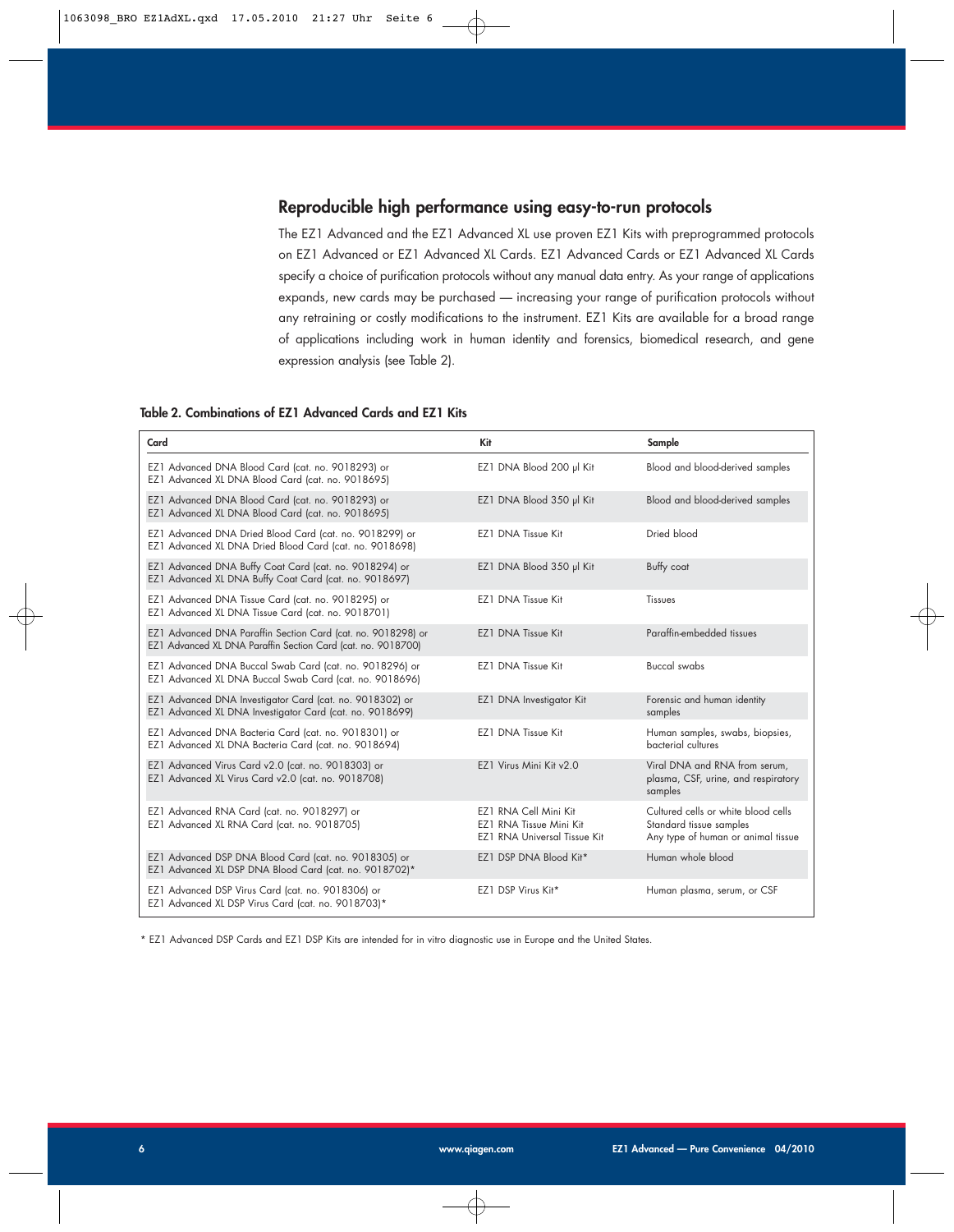## Reproducible high performance using easy-to-run protocols

The EZ1 Advanced and the EZ1 Advanced XL use proven EZ1 Kits with preprogrammed protocols on EZ1 Advanced or EZ1 Advanced XL Cards. EZ1 Advanced Cards or EZ1 Advanced XL Cards specify a choice of purification protocols without any manual data entry. As your range of applications expands, new cards may be purchased — increasing your range of purification protocols without any retraining or costly modifications to the instrument. EZ1 Kits are available for a broad range of applications including work in human identity and forensics, biomedical research, and gene expression analysis (see Table 2).

**Table 2. Combinations of EZ1 Advanced Cards and EZ1 Kits**

| Card | Kit | Sample |
|---|---|---|
| EZ1 Advanced DNA Blood Card (cat. no. 9018293) or EZ1 Advanced XL DNA Blood Card (cat. no. 9018695) | EZ1 DNA Blood 200 µl Kit | Blood and blood-derived samples |
| EZ1 Advanced DNA Blood Card (cat. no. 9018293) or EZ1 Advanced XL DNA Blood Card (cat. no. 9018695) | EZ1 DNA Blood 350 µl Kit | Blood and blood-derived samples |
| EZ1 Advanced DNA Dried Blood Card (cat. no. 9018299) or EZ1 Advanced XL DNA Dried Blood Card (cat. no. 9018698) | EZ1 DNA Tissue Kit | Dried blood |
| EZ1 Advanced DNA Buffy Coat Card (cat. no. 9018294) or EZ1 Advanced XL DNA Buffy Coat Card (cat. no. 9018697) | EZ1 DNA Blood 350 µl Kit | Buffy coat |
| EZ1 Advanced DNA Tissue Card (cat. no. 9018295) or EZ1 Advanced XL DNA Tissue Card (cat. no. 9018701) | EZ1 DNA Tissue Kit | Tissues |
| EZ1 Advanced DNA Paraffin Section Card (cat. no. 9018298) or EZ1 Advanced XL DNA Paraffin Section Card (cat. no. 9018700) | EZ1 DNA Tissue Kit | Paraffin-embedded tissues |
| EZ1 Advanced DNA Buccal Swab Card (cat. no. 9018296) or EZ1 Advanced XL DNA Buccal Swab Card (cat. no. 9018696) | EZ1 DNA Tissue Kit | Buccal swabs |
| EZ1 Advanced DNA Investigator Card (cat. no. 9018302) or EZ1 Advanced XL DNA Investigator Card (cat. no. 9018699) | EZ1 DNA Investigator Kit | Forensic and human identity samples |
| EZ1 Advanced DNA Bacteria Card (cat. no. 9018301) or EZ1 Advanced XL DNA Bacteria Card (cat. no. 9018694) | EZ1 DNA Tissue Kit | Human samples, swabs, biopsies, bacterial cultures |
| EZ1 Advanced Virus Card v2.0 (cat. no. 9018303) or EZ1 Advanced XL Virus Card v2.0 (cat. no. 9018708) | EZ1 Virus Mini Kit v2.0 | Viral DNA and RNA from serum, plasma, CSF, urine, and respiratory samples |
| EZ1 Advanced RNA Card (cat. no. 9018297) or EZ1 Advanced XL RNA Card (cat. no. 9018705) | EZ1 RNA Cell Mini Kit<br>EZ1 RNA Tissue Mini Kit<br>EZ1 RNA Universal Tissue Kit | Cultured cells or white blood cells<br>Standard tissue samples<br>Any type of human or animal tissue |
| EZ1 Advanced DSP DNA Blood Card (cat. no. 9018305) or EZ1 Advanced XL DSP DNA Blood Card (cat. no. 9018702)* | EZ1 DSP DNA Blood Kit* | Human whole blood |
| EZ1 Advanced DSP Virus Card (cat. no. 9018306) or EZ1 Advanced XL DSP Virus Card (cat. no. 9018703)* | EZ1 DSP Virus Kit* | Human plasma, serum, or CSF |

* EZ1 Advanced DSP Cards and EZ1 DSP Kits are intended for in vitro diagnostic use in Europe and the United States.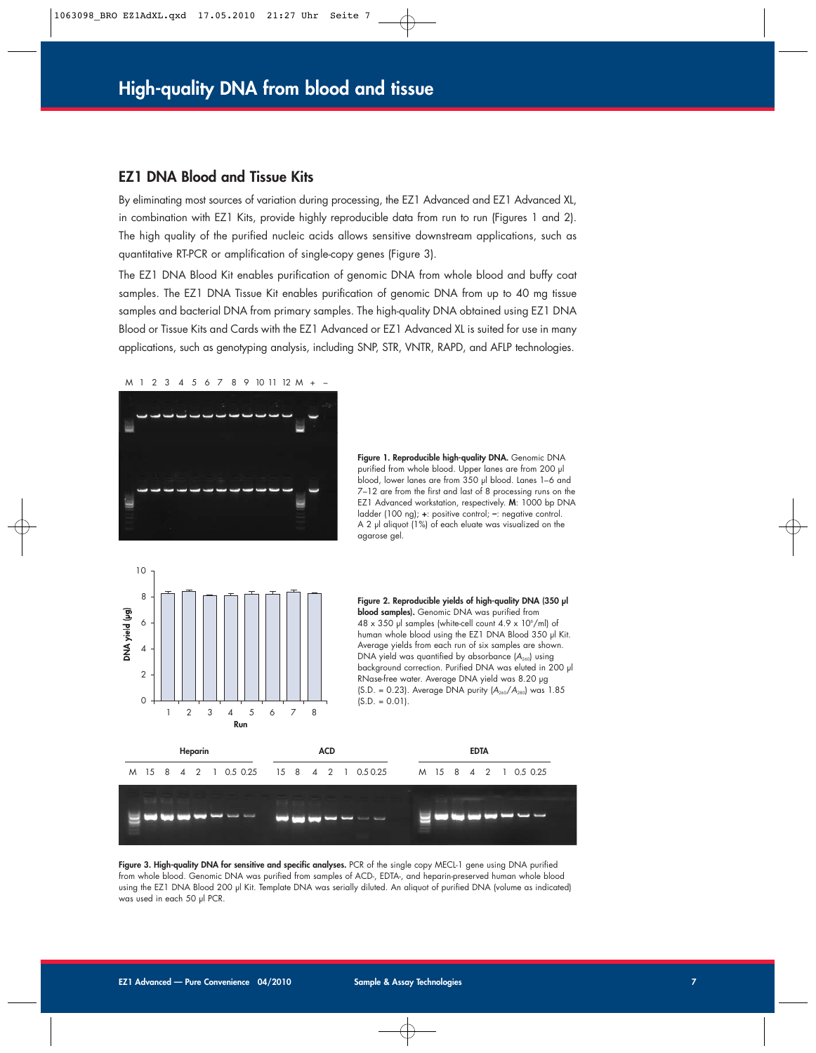# High-quality DNA from blood and tissue

## EZ1 DNA Blood and Tissue Kits

By eliminating most sources of variation during processing, the EZ1 Advanced and EZ1 Advanced XL, in combination with EZ1 Kits, provide highly reproducible data from run to run (Figures 1 and 2). The high quality of the purified nucleic acids allows sensitive downstream applications, such as quantitative RT-PCR or amplification of single-copy genes (Figure 3).

The EZ1 DNA Blood Kit enables purification of genomic DNA from whole blood and buffy coat samples. The EZ1 DNA Tissue Kit enables purification of genomic DNA from up to 40 mg tissue samples and bacterial DNA from primary samples. The high-quality DNA obtained using EZ1 DNA Blood or Tissue Kits and Cards with the EZ1 Advanced or EZ1 Advanced XL is suited for use in many applications, such as genotyping analysis, including SNP, STR, VNTR, RAPD, and AFLP technologies.

**Figure 1. Reproducible high-quality DNA.** Genomic DNA purified from whole blood. Upper lanes are from 200 µl blood, lower lanes are from 350 µl blood. Lanes 1–6 and 7–12 are from the first and last of 8 processing runs on the EZ1 Advanced workstation, respectively. **M**: 1000 bp DNA ladder (100 ng); **+**: positive control; **–**: negative control. A 2 µl aliquot (1%) of each eluate was visualized on the agarose gel.

**Figure 2. Reproducible yields of high-quality DNA (350 µl blood samples).** Genomic DNA was purified from 48 x 350 µl samples (white-cell count 4.9 x $10^6$/ml) of human whole blood using the EZ1 DNA Blood 350 µl Kit. Average yields from each run of six samples are shown. DNA yield was quantified by absorbance ($A_{260}$) using background correction. Purified DNA was eluted in 200 µl RNase-free water. Average DNA yield was 8.20 µg (S.D. = 0.23). Average DNA purity ($A_{260}/A_{280}$) was 1.85 (S.D. = 0.01).

**Figure 3. High-quality DNA for sensitive and specific analyses.** PCR of the single copy MECL-1 gene using DNA purified from whole blood. Genomic DNA was purified from samples of ACD-, EDTA-, and heparin-preserved human whole blood using the EZ1 DNA Blood 200 µl Kit. Template DNA was serially diluted. An aliquot of purified DNA (volume as indicated) was used in each 50 µl PCR.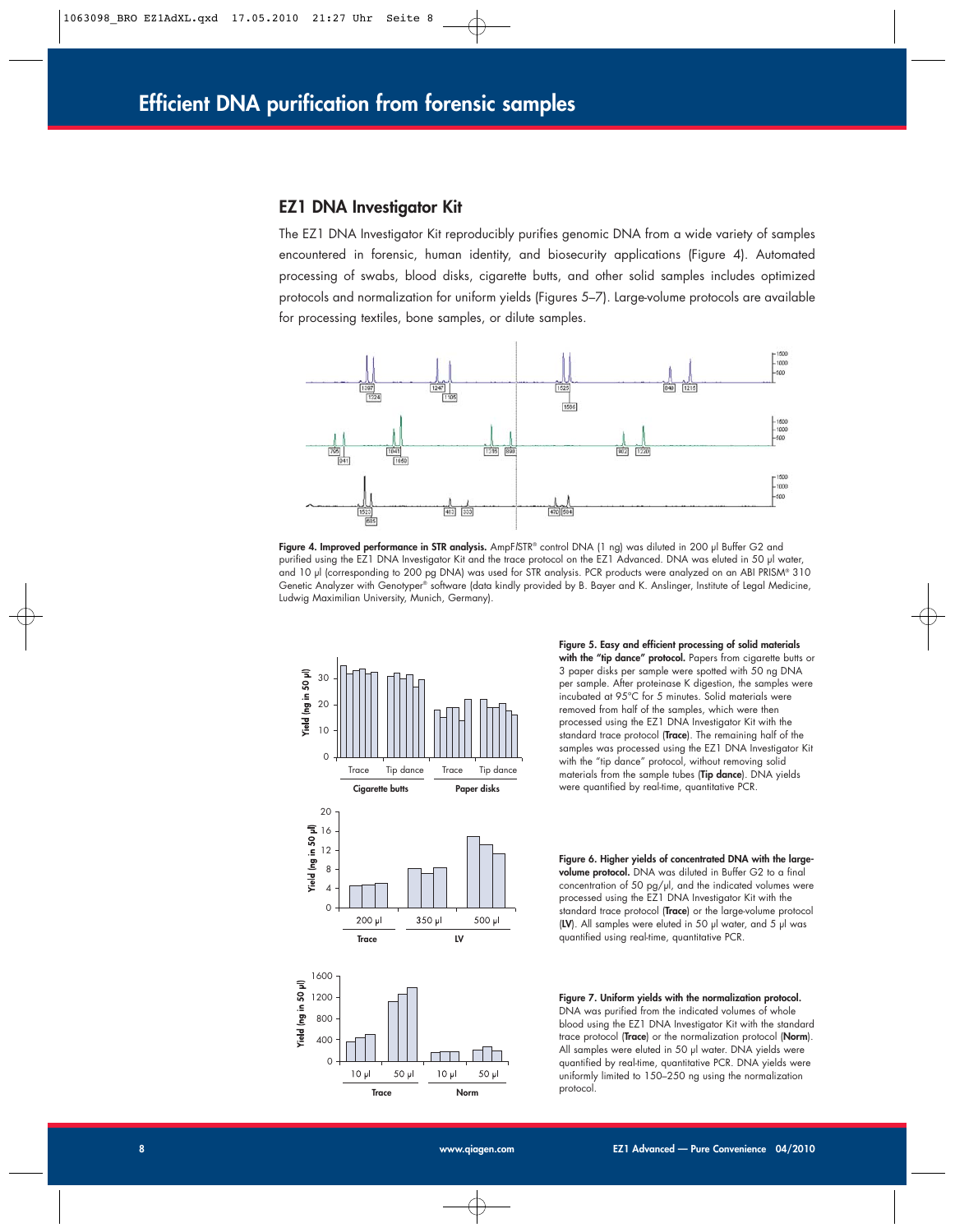# Efficient DNA purification from forensic samples

## EZ1 DNA Investigator Kit

The EZ1 DNA Investigator Kit reproducibly purifies genomic DNA from a wide variety of samples encountered in forensic, human identity, and biosecurity applications (Figure 4). Automated processing of swabs, blood disks, cigarette butts, and other solid samples includes optimized protocols and normalization for uniform yields (Figures 5–7). Large-volume protocols are available for processing textiles, bone samples, or dilute samples.

**Figure 4. Improved performance in STR analysis.** AmpF/STR® control DNA (1 ng) was diluted in 200 µl Buffer G2 and purified using the EZ1 DNA Investigator Kit and the trace protocol on the EZ1 Advanced. DNA was eluted in 50 µl water, and 10 µl (corresponding to 200 pg DNA) was used for STR analysis. PCR products were analyzed on an ABI PRISM® 310 Genetic Analyzer with Genotyper® software (data kindly provided by B. Bayer and K. Anslinger, Institute of Legal Medicine, Ludwig Maximilian University, Munich, Germany).

**Figure 5. Easy and efficient processing of solid materials with the "tip dance" protocol.** Papers from cigarette butts or 3 paper disks per sample were spotted with 50 ng DNA per sample. After proteinase K digestion, the samples were incubated at 95°C for 5 minutes. Solid materials were removed from half of the samples, which were then processed using the EZ1 DNA Investigator Kit with the standard trace protocol (**Trace**). The remaining half of the samples was processed using the EZ1 DNA Investigator Kit with the "tip dance" protocol, without removing solid materials from the sample tubes (**Tip dance**). DNA yields were quantified by real-time, quantitative PCR.

**Figure 6. Higher yields of concentrated DNA with the large-volume protocol.** DNA was diluted in Buffer G2 to a final concentration of 50 pg/µl, and the indicated volumes were processed using the EZ1 DNA Investigator Kit with the standard trace protocol (**Trace**) or the large-volume protocol (**LV**). All samples were eluted in 50 µl water, and 5 µl was quantified using real-time, quantitative PCR.

**Figure 7. Uniform yields with the normalization protocol.** DNA was purified from the indicated volumes of whole blood using the EZ1 DNA Investigator Kit with the standard trace protocol (**Trace**) or the normalization protocol (**Norm**). All samples were eluted in 50 µl water. DNA yields were quantified by real-time, quantitative PCR. DNA yields were uniformly limited to 150–250 ng using the normalization protocol.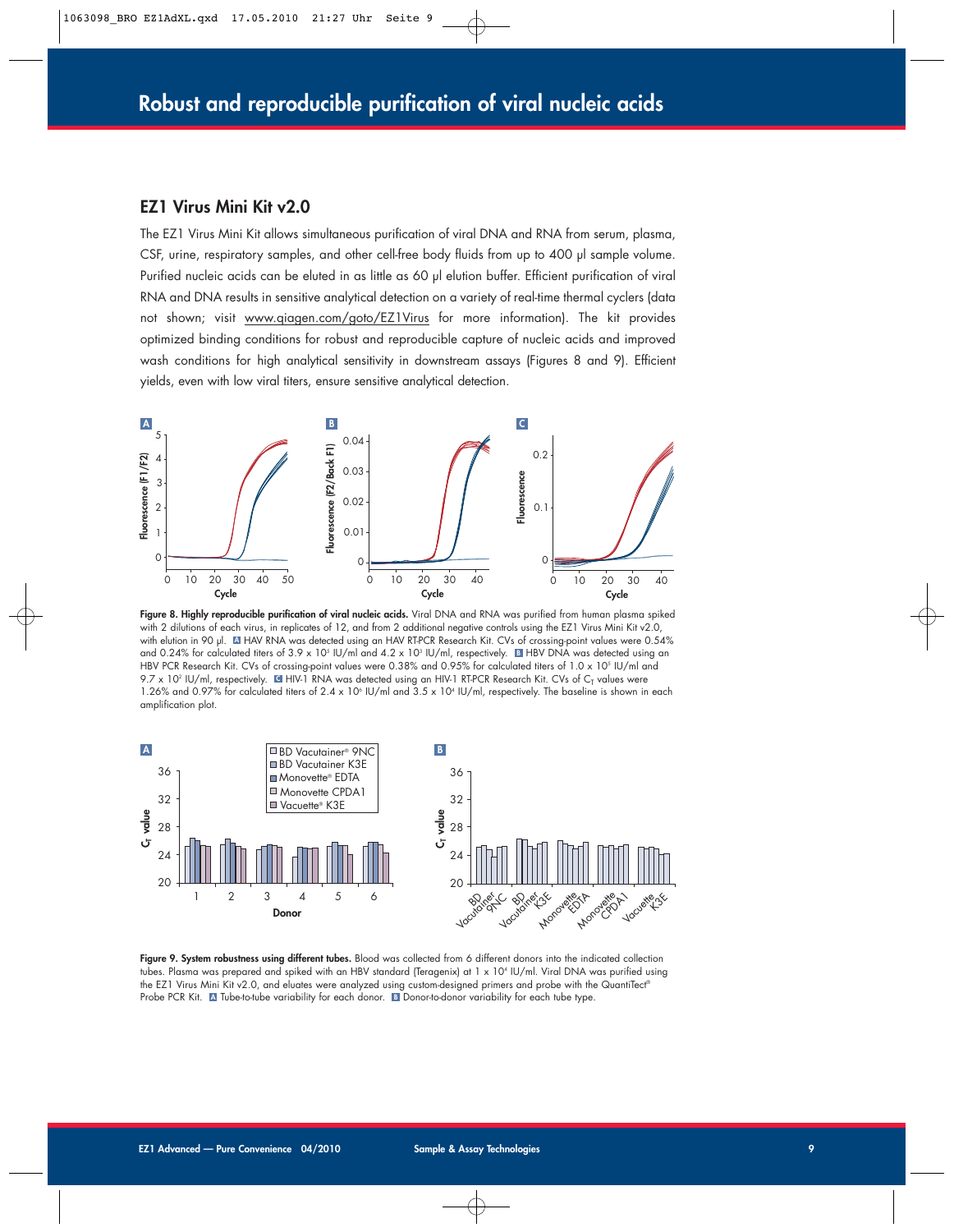# Robust and reproducible purification of viral nucleic acids

## EZ1 Virus Mini Kit v2.0

The EZ1 Virus Mini Kit allows simultaneous purification of viral DNA and RNA from serum, plasma, CSF, urine, respiratory samples, and other cell-free body fluids from up to 400 µl sample volume. Purified nucleic acids can be eluted in as little as 60 µl elution buffer. Efficient purification of viral RNA and DNA results in sensitive analytical detection on a variety of real-time thermal cyclers (data not shown; visit www.qiagen.com/goto/EZ1Virus for more information). The kit provides optimized binding conditions for robust and reproducible capture of nucleic acids and improved wash conditions for high analytical sensitivity in downstream assays (Figures 8 and 9). Efficient yields, even with low viral titers, ensure sensitive analytical detection.

**Figure 8. Highly reproducible purification of viral nucleic acids.** Viral DNA and RNA was purified from human plasma spiked with 2 dilutions of each virus, in replicates of 12, and from 2 additional negative controls using the EZ1 Virus Mini Kit v2.0, with elution in 90 µl. **A** HAV RNA was detected using an HAV RT-PCR Research Kit. CVs of crossing-point values were 0.54% and 0.24% for calculated titers of $3.9 \times 10^5$ IU/ml and $4.2 \times 10^3$ IU/ml, respectively. **B** HBV DNA was detected using an HBV PCR Research Kit. CVs of crossing-point values were 0.38% and 0.95% for calculated titers of $1.0 \times 10^5$ IU/ml and $9.7 \times 10^2$ IU/ml, respectively. **C** HIV-1 RNA was detected using an HIV-1 RT-PCR Research Kit. CVs of $C_T$ values were 1.26% and 0.97% for calculated titers of $2.4 \times 10^6$ IU/ml and $3.5 \times 10^4$ IU/ml, respectively. The baseline is shown in each amplification plot.

**Figure 9. System robustness using different tubes.** Blood was collected from 6 different donors into the indicated collection tubes. Plasma was prepared and spiked with an HBV standard (Teragenix) at $1 \times 10^4$ IU/ml. Viral DNA was purified using the EZ1 Virus Mini Kit v2.0, and eluates were analyzed using custom-designed primers and probe with the QuantiTect® Probe PCR Kit. **A** Tube-to-tube variability for each donor. **B** Donor-to-donor variability for each tube type.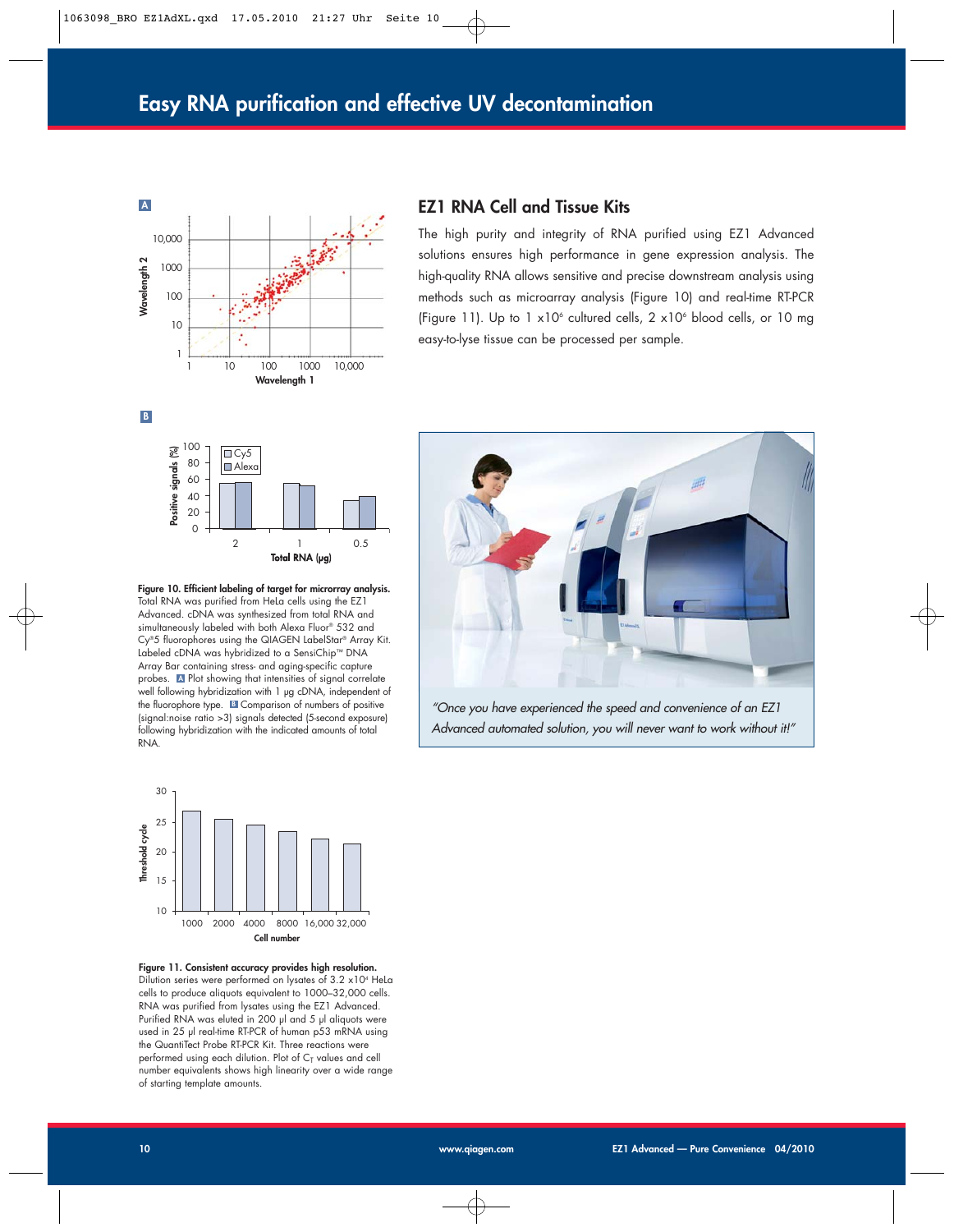## Easy RNA purification and effective UV decontamination

### EZ1 RNA Cell and Tissue Kits

The high purity and integrity of RNA purified using EZ1 Advanced solutions ensures high performance in gene expression analysis. The high-quality RNA allows sensitive and precise downstream analysis using methods such as microarray analysis (Figure 10) and real-time RT-PCR (Figure 11). Up to 1 $\times 10^6$ cultured cells, 2 $\times 10^6$ blood cells, or 10 mg easy-to-lyse tissue can be processed per sample.

**Figure 10. Efficient labeling of target for micrroray analysis.** Total RNA was purified from HeLa cells using the EZ1 Advanced. cDNA was synthesized from total RNA and simultaneously labeled with both Alexa Fluor® 532 and Cy®5 fluorophores using the QIAGEN LabelStar® Array Kit. Labeled cDNA was hybridized to a SensiChip™ DNA Array Bar containing stress- and aging-specific capture probes. **A** Plot showing that intensities of signal correlate well following hybridization with 1 µg cDNA, independent of the fluorophore type. **B** Comparison of numbers of positive (signal:noise ratio >3) signals detected (5-second exposure) following hybridization with the indicated amounts of total RNA.

**Figure 11. Consistent accuracy provides high resolution.** Dilution series were performed on lysates of 3.2 $\times 10^4$ HeLa cells to produce aliquots equivalent to 1000–32,000 cells. RNA was purified from lysates using the EZ1 Advanced. Purified RNA was eluted in 200 µl and 5 µl aliquots were used in 25 µl real-time RT-PCR of human p53 mRNA using the QuantiTect Probe RT-PCR Kit. Three reactions were performed using each dilution. Plot of $C_T$ values and cell number equivalents shows high linearity over a wide range of starting template amounts.

*"Once you have experienced the speed and convenience of an EZ1 Advanced automated solution, you will never want to work without it!"*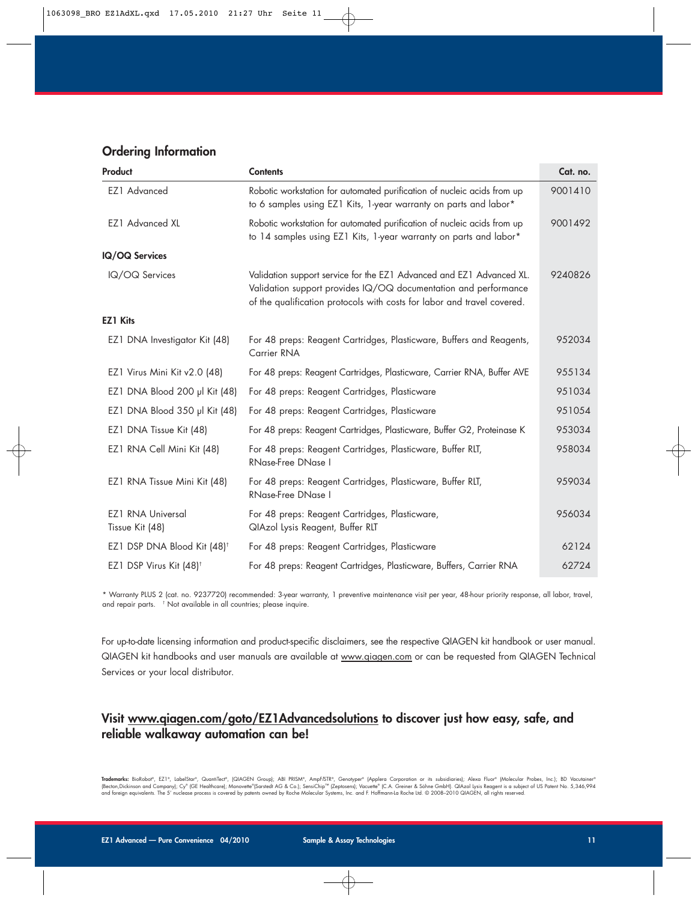## Ordering Information

| Product | Contents | Cat. no. |
|---|---|---|
| EZ1 Advanced | Robotic workstation for automated purification of nucleic acids from up to 6 samples using EZ1 Kits, 1-year warranty on parts and labor* | 9001410 |
| EZ1 Advanced XL | Robotic workstation for automated purification of nucleic acids from up to 14 samples using EZ1 Kits, 1-year warranty on parts and labor* | 9001492 |
| **IQ/OQ Services** | | |
| IQ/OQ Services | Validation support service for the EZ1 Advanced and EZ1 Advanced XL. Validation support provides IQ/OQ documentation and performance of the qualification protocols with costs for labor and travel covered. | 9240826 |
| **EZ1 Kits** | | |
| EZ1 DNA Investigator Kit (48) | For 48 preps: Reagent Cartridges, Plasticware, Buffers and Reagents, Carrier RNA | 952034 |
| EZ1 Virus Mini Kit v2.0 (48) | For 48 preps: Reagent Cartridges, Plasticware, Carrier RNA, Buffer AVE | 955134 |
| EZ1 DNA Blood 200 µl Kit (48) | For 48 preps: Reagent Cartridges, Plasticware | 951034 |
| EZ1 DNA Blood 350 µl Kit (48) | For 48 preps: Reagent Cartridges, Plasticware | 951054 |
| EZ1 DNA Tissue Kit (48) | For 48 preps: Reagent Cartridges, Plasticware, Buffer G2, Proteinase K | 953034 |
| EZ1 RNA Cell Mini Kit (48) | For 48 preps: Reagent Cartridges, Plasticware, Buffer RLT, RNase-Free DNase I | 958034 |
| EZ1 RNA Tissue Mini Kit (48) | For 48 preps: Reagent Cartridges, Plasticware, Buffer RLT, RNase-Free DNase I | 959034 |
| EZ1 RNA Universal Tissue Kit (48) | For 48 preps: Reagent Cartridges, Plasticware, QIAzol Lysis Reagent, Buffer RLT | 956034 |
| EZ1 DSP DNA Blood Kit (48)† | For 48 preps: Reagent Cartridges, Plasticware | 62124 |
| EZ1 DSP Virus Kit (48)† | For 48 preps: Reagent Cartridges, Plasticware, Buffers, Carrier RNA | 62724 |

* Warranty PLUS 2 (cat. no. 9237720) recommended: 3-year warranty, 1 preventive maintenance visit per year, 48-hour priority response, all labor, travel, and repair parts. † Not available in all countries; please inquire.

For up-to-date licensing information and product-specific disclaimers, see the respective QIAGEN kit handbook or user manual. QIAGEN kit handbooks and user manuals are available at www.qiagen.com or can be requested from QIAGEN Technical Services or your local distributor.

### Visit www.qiagen.com/goto/EZ1Advancedsolutions to discover just how easy, safe, and reliable walkaway automation can be!

**Trademarks:** BioRobot®, EZ1®, LabelStar®, QuantiTect®, (QIAGEN Group); ABI PRISM®, AmpFℓSTR®, Genotyper® (Applera Corporation or its subsidiaries); Alexa Fluor® (Molecular Probes, Inc.); BD Vacutainer® (Becton,Dickinson and Company); Cy® (GE Healthcare); Monovette® (Sarstedt AG & Co.); SensiChip™ (Zeptosens); Vacuette® (C.A. Greiner & Söhne GmbH). QIAzol Lysis Reagent is a subject of US Patent No. 5,346,994 and foreign equivalents. The 5' nuclease process is covered by patents owned by Roche Molecular Systems, Inc. and F. Hoffmann-La Roche Ltd. © 2008–2010 QIAGEN, all rights reserved.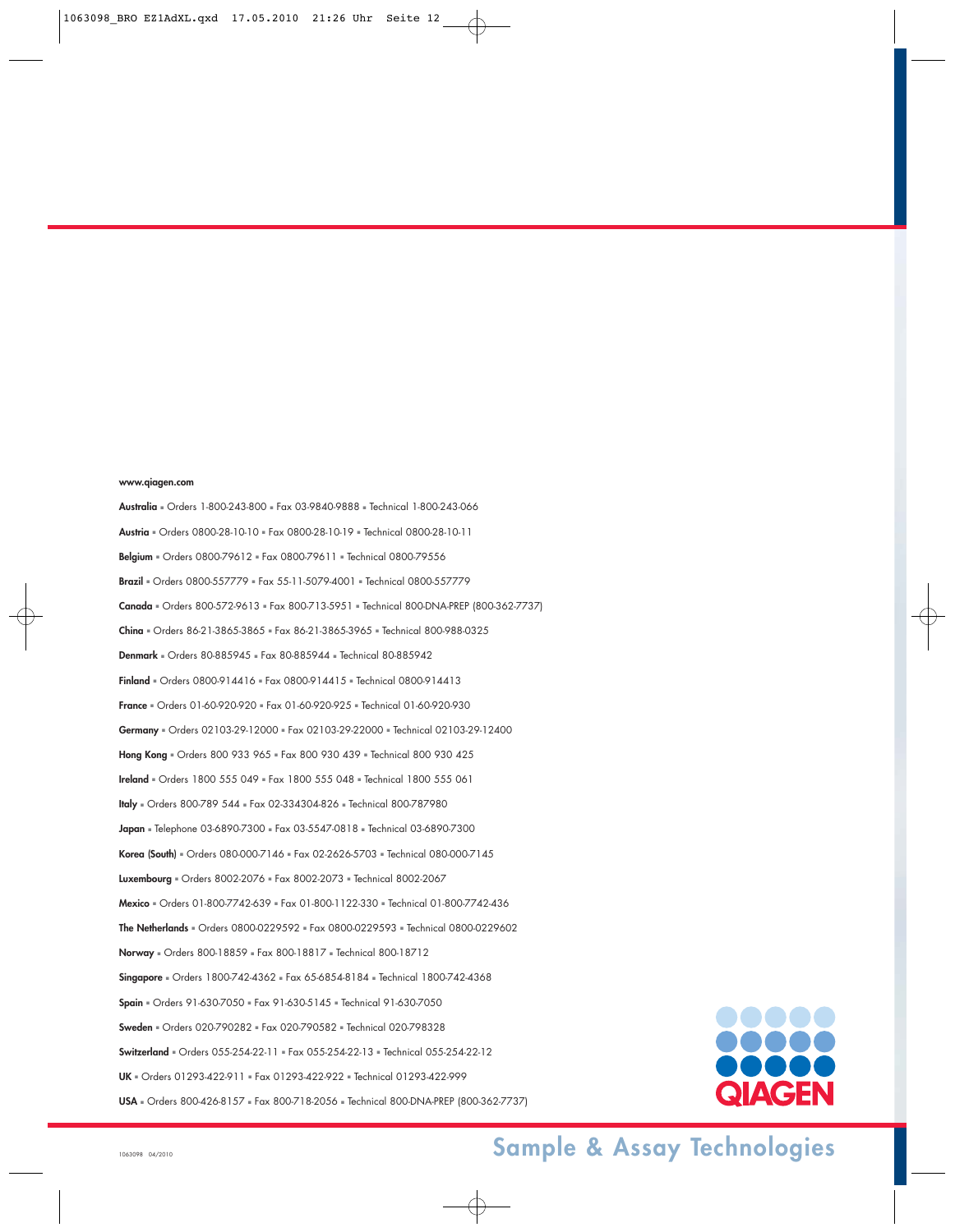**www.qiagen.com**

**Australia** ▪ Orders 1-800-243-800 ▪ Fax 03-9840-9888 ▪ Technical 1-800-243-066

**Austria** ▪ Orders 0800-28-10-10 ▪ Fax 0800-28-10-19 ▪ Technical 0800-28-10-11

**Belgium** ▪ Orders 0800-79612 ▪ Fax 0800-79611 ▪ Technical 0800-79556

**Brazil** ▪ Orders 0800-557779 ▪ Fax 55-11-5079-4001 ▪ Technical 0800-557779

**Canada** ▪ Orders 800-572-9613 ▪ Fax 800-713-5951 ▪ Technical 800-DNA-PREP (800-362-7737)

**China** ▪ Orders 86-21-3865-3865 ▪ Fax 86-21-3865-3965 ▪ Technical 800-988-0325

**Denmark** ▪ Orders 80-885945 ▪ Fax 80-885944 ▪ Technical 80-885942

**Finland** ▪ Orders 0800-914416 ▪ Fax 0800-914415 ▪ Technical 0800-914413

**France** ▪ Orders 01-60-920-920 ▪ Fax 01-60-920-925 ▪ Technical 01-60-920-930

**Germany** ▪ Orders 02103-29-12000 ▪ Fax 02103-29-22000 ▪ Technical 02103-29-12400

**Hong Kong** ▪ Orders 800 933 965 ▪ Fax 800 930 439 ▪ Technical 800 930 425

**Ireland** ▪ Orders 1800 555 049 ▪ Fax 1800 555 048 ▪ Technical 1800 555 061

**Italy** ▪ Orders 800-789 544 ▪ Fax 02-334304-826 ▪ Technical 800-787980

**Japan** ▪ Telephone 03-6890-7300 ▪ Fax 03-5547-0818 ▪ Technical 03-6890-7300

**Korea (South)** ▪ Orders 080-000-7146 ▪ Fax 02-2626-5703 ▪ Technical 080-000-7145

**Luxembourg** ▪ Orders 8002-2076 ▪ Fax 8002-2073 ▪ Technical 8002-2067

**Mexico** ▪ Orders 01-800-7742-639 ▪ Fax 01-800-1122-330 ▪ Technical 01-800-7742-436

**The Netherlands** ▪ Orders 0800-0229592 ▪ Fax 0800-0229593 ▪ Technical 0800-0229602

**Norway** ▪ Orders 800-18859 ▪ Fax 800-18817 ▪ Technical 800-18712

**Singapore** ▪ Orders 1800-742-4362 ▪ Fax 65-6854-8184 ▪ Technical 1800-742-4368

**Spain** ▪ Orders 91-630-7050 ▪ Fax 91-630-5145 ▪ Technical 91-630-7050

**Sweden** ▪ Orders 020-790282 ▪ Fax 020-790582 ▪ Technical 020-798328

**Switzerland** ▪ Orders 055-254-22-11 ▪ Fax 055-254-22-13 ▪ Technical 055-254-22-12

**UK** ▪ Orders 01293-422-911 ▪ Fax 01293-422-922 ▪ Technical 01293-422-999

**USA** ▪ Orders 800-426-8157 ▪ Fax 800-718-2056 ▪ Technical 800-DNA-PREP (800-362-7737)

QIAGEN

1063098 04/2010

Sample & Assay Technologies